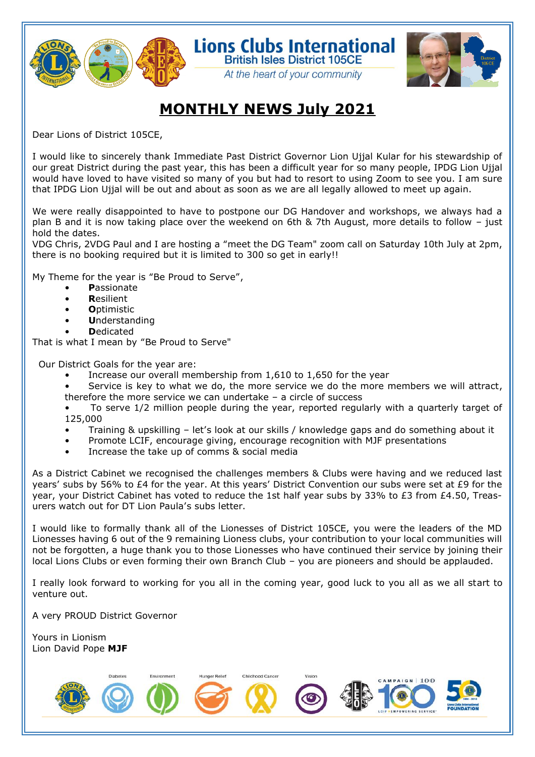# Lions Clubs International

British Isles District 105CE

*At the heart of your community*

## MONTHLY NEWS July 2021

Dear Lions of District 105CE,

I would like to sincerely thank Immediate Past District Governor Lion Ujjal Kular for his stewardship of our great District during the past year, this has been a difficult year for so many people, IPDG Lion Ujjal would have loved to have visited so many of you but had to resort to using Zoom to see you. I am sure that IPDG Lion Ujjal will be out and about as soon as we are all legally allowed to meet up again.

We were really disappointed to have to postpone our DG Handover and workshops, we always had a plan B and it is now taking place over the weekend on 6th & 7th August, more details to follow – just hold the dates.

VDG Chris, 2VDG Paul and I are hosting a "meet the DG Team" zoom call on Saturday 10th July at 2pm, there is no booking required but it is limited to 300 so get in early!!

My Theme for the year is "Be Proud to Serve",

- **P**assionate
- **R**esilient
- **O**ptimistic
- **U**nderstanding
- **D**edicated

That is what I mean by "Be Proud to Serve"

Our District Goals for the year are:

- Increase our overall membership from 1,610 to 1,650 for the year
- Service is key to what we do, the more service we do the more members we will attract, therefore the more service we can undertake – a circle of success
- To serve 1/2 million people during the year, reported regularly with a quarterly target of 125,000
- Training & upskilling – let's look at our skills / knowledge gaps and do something about it
- Promote LCIF, encourage giving, encourage recognition with MJF presentations
- Increase the take up of comms & social media

As a District Cabinet we recognised the challenges members & Clubs were having and we reduced last years' subs by 56% to £4 for the year. At this years' District Convention our subs were set at £9 for the year, your District Cabinet has voted to reduce the 1st half year subs by 33% to £3 from £4.50, Treasurers watch out for DT Lion Paula's subs letter.

I would like to formally thank all of the Lionesses of District 105CE, you were the leaders of the MD Lionesses having 6 out of the 9 remaining Lioness clubs, your contribution to your local communities will not be forgotten, a huge thank you to those Lionesses who have continued their service by joining their local Lions Clubs or even forming their own Branch Club – you are pioneers and should be applauded.

I really look forward to working for you all in the coming year, good luck to you all as we all start to venture out.

A very PROUD District Governor

Yours in Lionism
Lion David Pope **MJF**

Diabetes · Environment · Hunger Relief · Childhood Cancer · Vision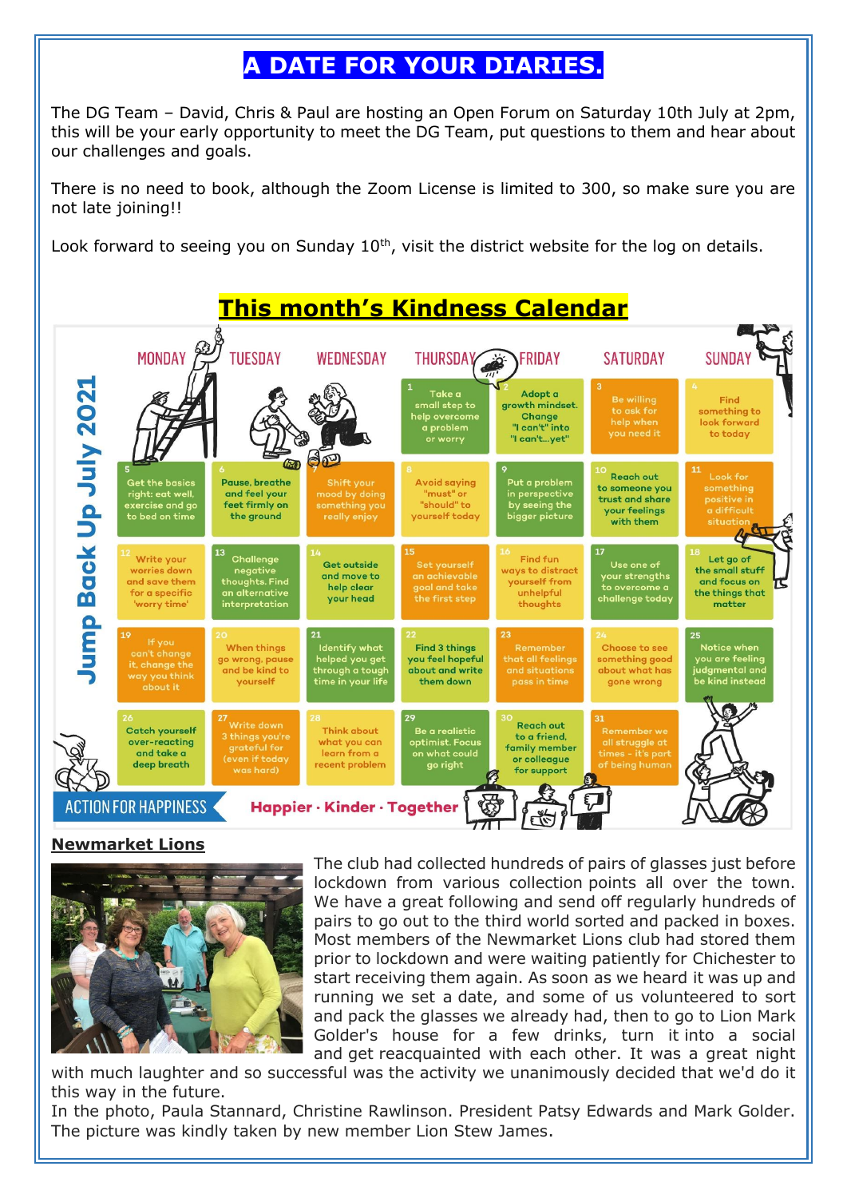# A DATE FOR YOUR DIARIES.

The DG Team – David, Chris & Paul are hosting an Open Forum on Saturday 10th July at 2pm, this will be your early opportunity to meet the DG Team, put questions to them and hear about our challenges and goals.

There is no need to book, although the Zoom License is limited to 300, so make sure you are not late joining!!

Look forward to seeing you on Sunday 10th, visit the district website for the log on details.

## This month's Kindness Calendar

**Jump Back Up July 2021**

| MONDAY | TUESDAY | WEDNESDAY | THURSDAY | FRIDAY | SATURDAY | SUNDAY |
|---|---|---|---|---|---|---|
| | | | 1 Take a small step to help overcome a problem or worry | 2 Adopt a growth mindset. Change "I can't" into "I can't...yet" | 3 Be willing to ask for help when you need it | 4 Find something to look forward to today |
| 5 Get the basics right: eat well, exercise and go to bed on time | 6 Pause, breathe and feel your feet firmly on the ground | 7 Shift your mood by doing something you really enjoy | 8 Avoid saying "must" or "should" to yourself today | 9 Put a problem in perspective by seeing the bigger picture | 10 Reach out to someone you trust and share your feelings with them | 11 Look for something positive in a difficult situation |
| 12 Write your worries down and save them for a specific 'worry time' | 13 Challenge negative thoughts. Find an alternative interpretation | 14 Get outside and move to help clear your head | 15 Set yourself an achievable goal and take the first step | 16 Find fun ways to distract yourself from unhelpful thoughts | 17 Use one of your strengths to overcome a challenge today | 18 Let go of the small stuff and focus on the things that matter |
| 19 If you can't change it, change the way you think about it | 20 When things go wrong, pause and be kind to yourself | 21 Identify what helped you get through a tough time in your life | 22 Find 3 things you feel hopeful about and write them down | 23 Remember that all feelings and situations pass in time | 24 Choose to see something good about what has gone wrong | 25 Notice when you are feeling judgmental and be kind instead |
| 26 Catch yourself over-reacting and take a deep breath | 27 Write down 3 things you're grateful for (even if today was hard) | 28 Think about what you can learn from a recent problem | 29 Be a realistic optimist. Focus on what could go right | 30 Reach out to a friend, family member or colleague for support | 31 Remember we all struggle at times - it's part of being human | |

ACTION FOR HAPPINESS — Happier · Kinder · Together

**Newmarket Lions**

The club had collected hundreds of pairs of glasses just before lockdown from various collection points all over the town. We have a great following and send off regularly hundreds of pairs to go out to the third world sorted and packed in boxes. Most members of the Newmarket Lions club had stored them prior to lockdown and were waiting patiently for Chichester to start receiving them again. As soon as we heard it was up and running we set a date, and some of us volunteered to sort and pack the glasses we already had, then to go to Lion Mark Golder's house for a few drinks, turn it into a social and get reacquainted with each other. It was a great night with much laughter and so successful was the activity we unanimously decided that we'd do it this way in the future.

In the photo, Paula Stannard, Christine Rawlinson. President Patsy Edwards and Mark Golder. The picture was kindly taken by new member Lion Stew James.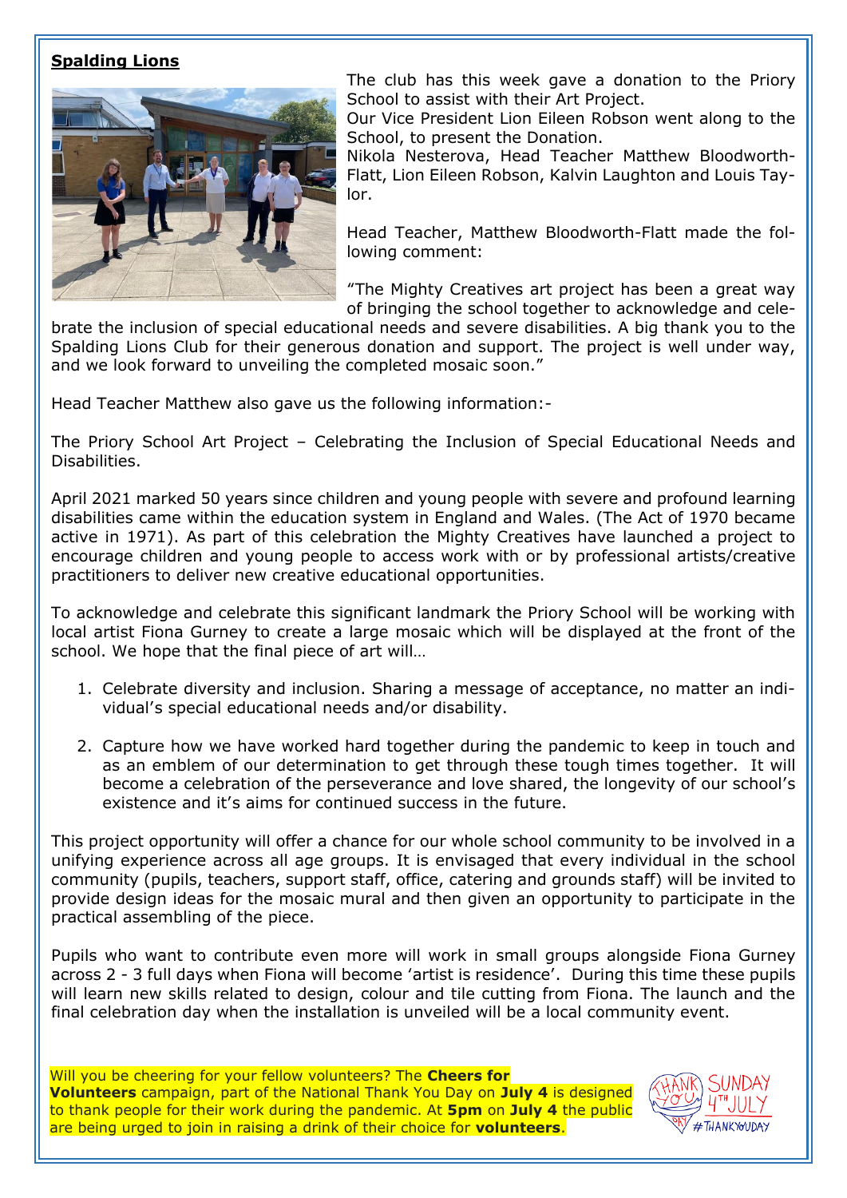## Spalding Lions

The club has this week gave a donation to the Priory School to assist with their Art Project.
Our Vice President Lion Eileen Robson went along to the School, to present the Donation.
Nikola Nesterova, Head Teacher Matthew Bloodworth-Flatt, Lion Eileen Robson, Kalvin Laughton and Louis Taylor.

Head Teacher, Matthew Bloodworth-Flatt made the following comment:

"The Mighty Creatives art project has been a great way of bringing the school together to acknowledge and celebrate the inclusion of special educational needs and severe disabilities. A big thank you to the Spalding Lions Club for their generous donation and support. The project is well under way, and we look forward to unveiling the completed mosaic soon."

Head Teacher Matthew also gave us the following information:-

The Priory School Art Project – Celebrating the Inclusion of Special Educational Needs and Disabilities.

April 2021 marked 50 years since children and young people with severe and profound learning disabilities came within the education system in England and Wales. (The Act of 1970 became active in 1971). As part of this celebration the Mighty Creatives have launched a project to encourage children and young people to access work with or by professional artists/creative practitioners to deliver new creative educational opportunities.

To acknowledge and celebrate this significant landmark the Priory School will be working with local artist Fiona Gurney to create a large mosaic which will be displayed at the front of the school. We hope that the final piece of art will…

1. Celebrate diversity and inclusion. Sharing a message of acceptance, no matter an individual's special educational needs and/or disability.

2. Capture how we have worked hard together during the pandemic to keep in touch and as an emblem of our determination to get through these tough times together. It will become a celebration of the perseverance and love shared, the longevity of our school's existence and it's aims for continued success in the future.

This project opportunity will offer a chance for our whole school community to be involved in a unifying experience across all age groups. It is envisaged that every individual in the school community (pupils, teachers, support staff, office, catering and grounds staff) will be invited to provide design ideas for the mosaic mural and then given an opportunity to participate in the practical assembling of the piece.

Pupils who want to contribute even more will work in small groups alongside Fiona Gurney across 2 - 3 full days when Fiona will become 'artist is residence'. During this time these pupils will learn new skills related to design, colour and tile cutting from Fiona. The launch and the final celebration day when the installation is unveiled will be a local community event.

Will you be cheering for your fellow volunteers? The **Cheers for Volunteers** campaign, part of the National Thank You Day on **July 4** is designed to thank people for their work during the pandemic. At **5pm** on **July 4** the public are being urged to join in raising a drink of their choice for **volunteers**.

THANK YOU DAY SUNDAY 4TH JULY #THANKYOUDAY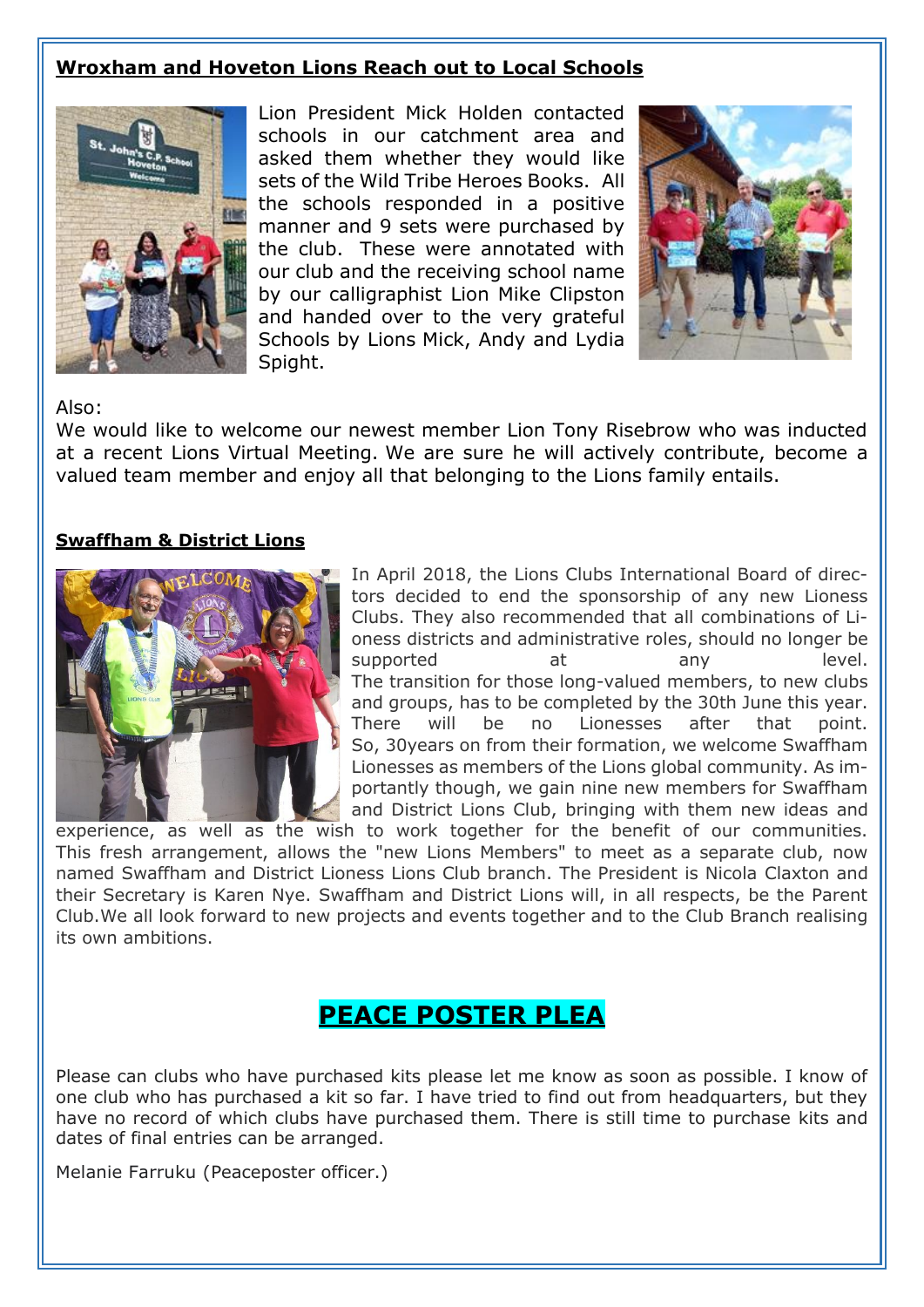## Wroxham and Hoveton Lions Reach out to Local Schools

Lion President Mick Holden contacted schools in our catchment area and asked them whether they would like sets of the Wild Tribe Heroes Books. All the schools responded in a positive manner and 9 sets were purchased by the club. These were annotated with our club and the receiving school name by our calligraphist Lion Mike Clipston and handed over to the very grateful Schools by Lions Mick, Andy and Lydia Spight.

Also:
We would like to welcome our newest member Lion Tony Risebrow who was inducted at a recent Lions Virtual Meeting. We are sure he will actively contribute, become a valued team member and enjoy all that belonging to the Lions family entails.

## Swaffham & District Lions

In April 2018, the Lions Clubs International Board of directors decided to end the sponsorship of any new Lioness Clubs. They also recommended that all combinations of Lioness districts and administrative roles, should no longer be supported at any level. The transition for those long-valued members, to new clubs and groups, has to be completed by the 30th June this year. There will be no Lionesses after that point. So, 30years on from their formation, we welcome Swaffham Lionesses as members of the Lions global community. As importantly though, we gain nine new members for Swaffham and District Lions Club, bringing with them new ideas and experience, as well as the wish to work together for the benefit of our communities. This fresh arrangement, allows the "new Lions Members" to meet as a separate club, now named Swaffham and District Lioness Lions Club branch. The President is Nicola Claxton and their Secretary is Karen Nye. Swaffham and District Lions will, in all respects, be the Parent Club.We all look forward to new projects and events together and to the Club Branch realising its own ambitions.

# PEACE POSTER PLEA

Please can clubs who have purchased kits please let me know as soon as possible. I know of one club who has purchased a kit so far. I have tried to find out from headquarters, but they have no record of which clubs have purchased them. There is still time to purchase kits and dates of final entries can be arranged.

Melanie Farruku (Peaceposter officer.)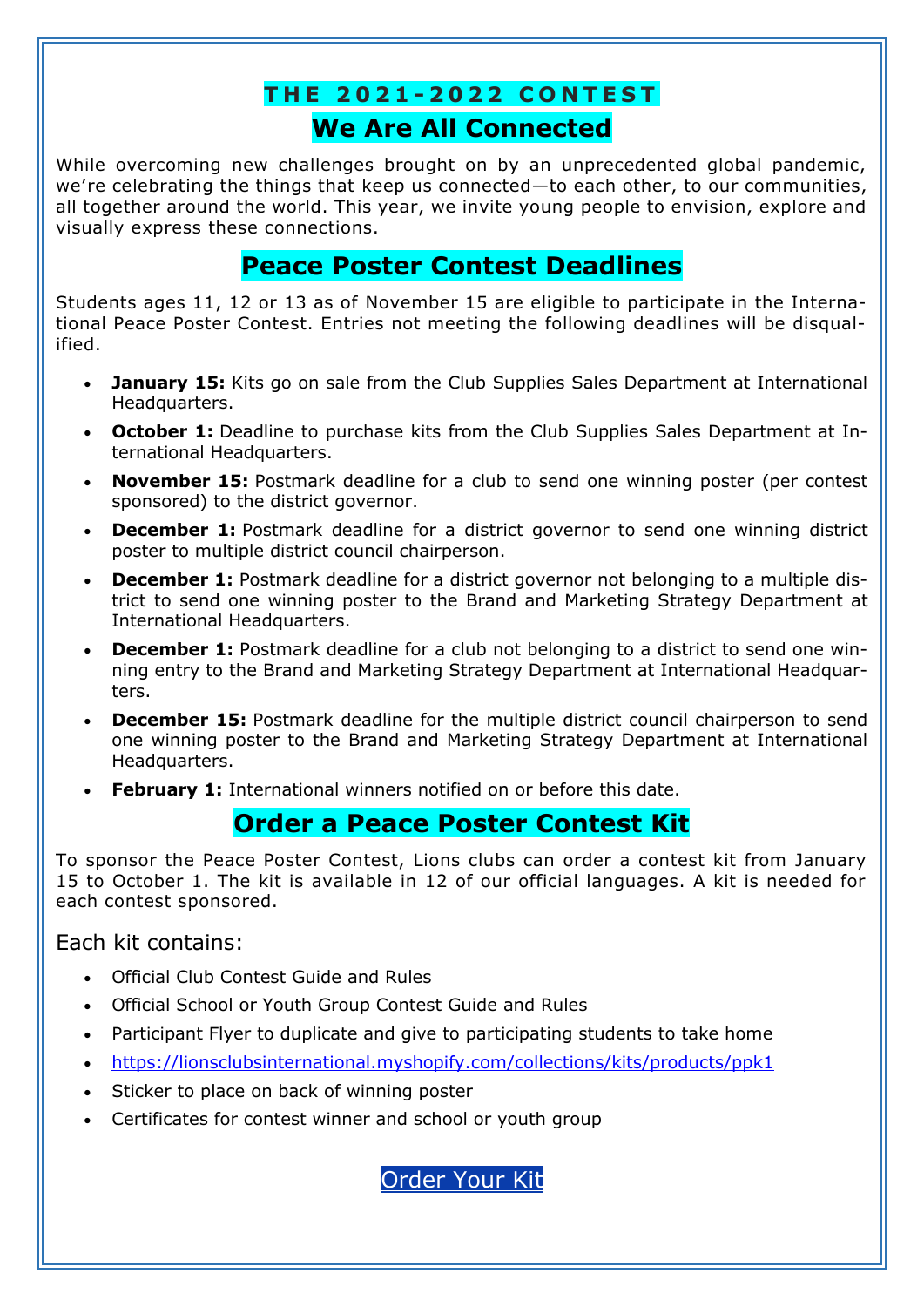## THE 2021-2022 CONTEST

# We Are All Connected

While overcoming new challenges brought on by an unprecedented global pandemic, we're celebrating the things that keep us connected—to each other, to our communities, all together around the world. This year, we invite young people to envision, explore and visually express these connections.

## Peace Poster Contest Deadlines

Students ages 11, 12 or 13 as of November 15 are eligible to participate in the International Peace Poster Contest. Entries not meeting the following deadlines will be disqualified.

- **January 15:** Kits go on sale from the Club Supplies Sales Department at International Headquarters.
- **October 1:** Deadline to purchase kits from the Club Supplies Sales Department at International Headquarters.
- **November 15:** Postmark deadline for a club to send one winning poster (per contest sponsored) to the district governor.
- **December 1:** Postmark deadline for a district governor to send one winning district poster to multiple district council chairperson.
- **December 1:** Postmark deadline for a district governor not belonging to a multiple district to send one winning poster to the Brand and Marketing Strategy Department at International Headquarters.
- **December 1:** Postmark deadline for a club not belonging to a district to send one winning entry to the Brand and Marketing Strategy Department at International Headquarters.
- **December 15:** Postmark deadline for the multiple district council chairperson to send one winning poster to the Brand and Marketing Strategy Department at International Headquarters.
- **February 1:** International winners notified on or before this date.

## Order a Peace Poster Contest Kit

To sponsor the Peace Poster Contest, Lions clubs can order a contest kit from January 15 to October 1. The kit is available in 12 of our official languages. A kit is needed for each contest sponsored.

Each kit contains:

- Official Club Contest Guide and Rules
- Official School or Youth Group Contest Guide and Rules
- Participant Flyer to duplicate and give to participating students to take home
- https://lionsclubsinternational.myshopify.com/collections/kits/products/ppk1
- Sticker to place on back of winning poster
- Certificates for contest winner and school or youth group

Order Your Kit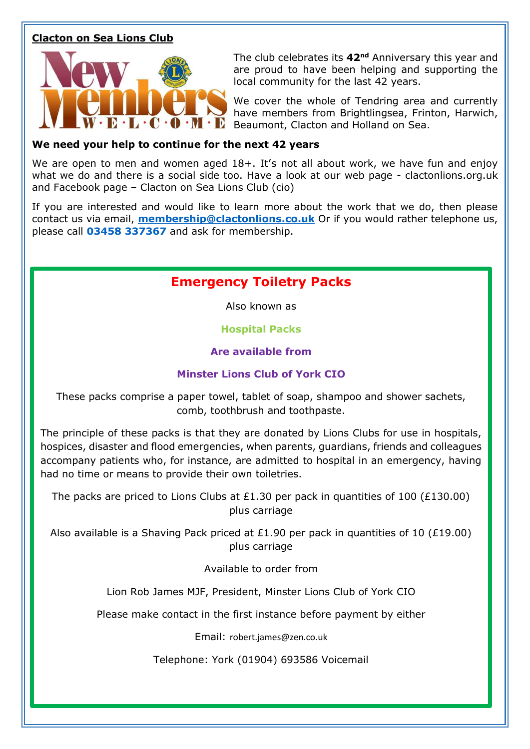## Clacton on Sea Lions Club

The club celebrates its 42nd Anniversary this year and are proud to have been helping and supporting the local community for the last 42 years.

We cover the whole of Tendring area and currently have members from Brightlingsea, Frinton, Harwich, Beaumont, Clacton and Holland on Sea.

**We need your help to continue for the next 42 years**

We are open to men and women aged 18+. It's not all about work, we have fun and enjoy what we do and there is a social side too. Have a look at our web page - clactonlions.org.uk and Facebook page – Clacton on Sea Lions Club (cio)

If you are interested and would like to learn more about the work that we do, then please contact us via email, **membership@clactonlions.co.uk** Or if you would rather telephone us, please call **03458 337367** and ask for membership.

## Emergency Toiletry Packs

Also known as

**Hospital Packs**

**Are available from**

**Minster Lions Club of York CIO**

These packs comprise a paper towel, tablet of soap, shampoo and shower sachets, comb, toothbrush and toothpaste.

The principle of these packs is that they are donated by Lions Clubs for use in hospitals, hospices, disaster and flood emergencies, when parents, guardians, friends and colleagues accompany patients who, for instance, are admitted to hospital in an emergency, having had no time or means to provide their own toiletries.

The packs are priced to Lions Clubs at £1.30 per pack in quantities of 100 (£130.00) plus carriage

Also available is a Shaving Pack priced at £1.90 per pack in quantities of 10 (£19.00) plus carriage

Available to order from

Lion Rob James MJF, President, Minster Lions Club of York CIO

Please make contact in the first instance before payment by either

Email: robert.james@zen.co.uk

Telephone: York (01904) 693586 Voicemail